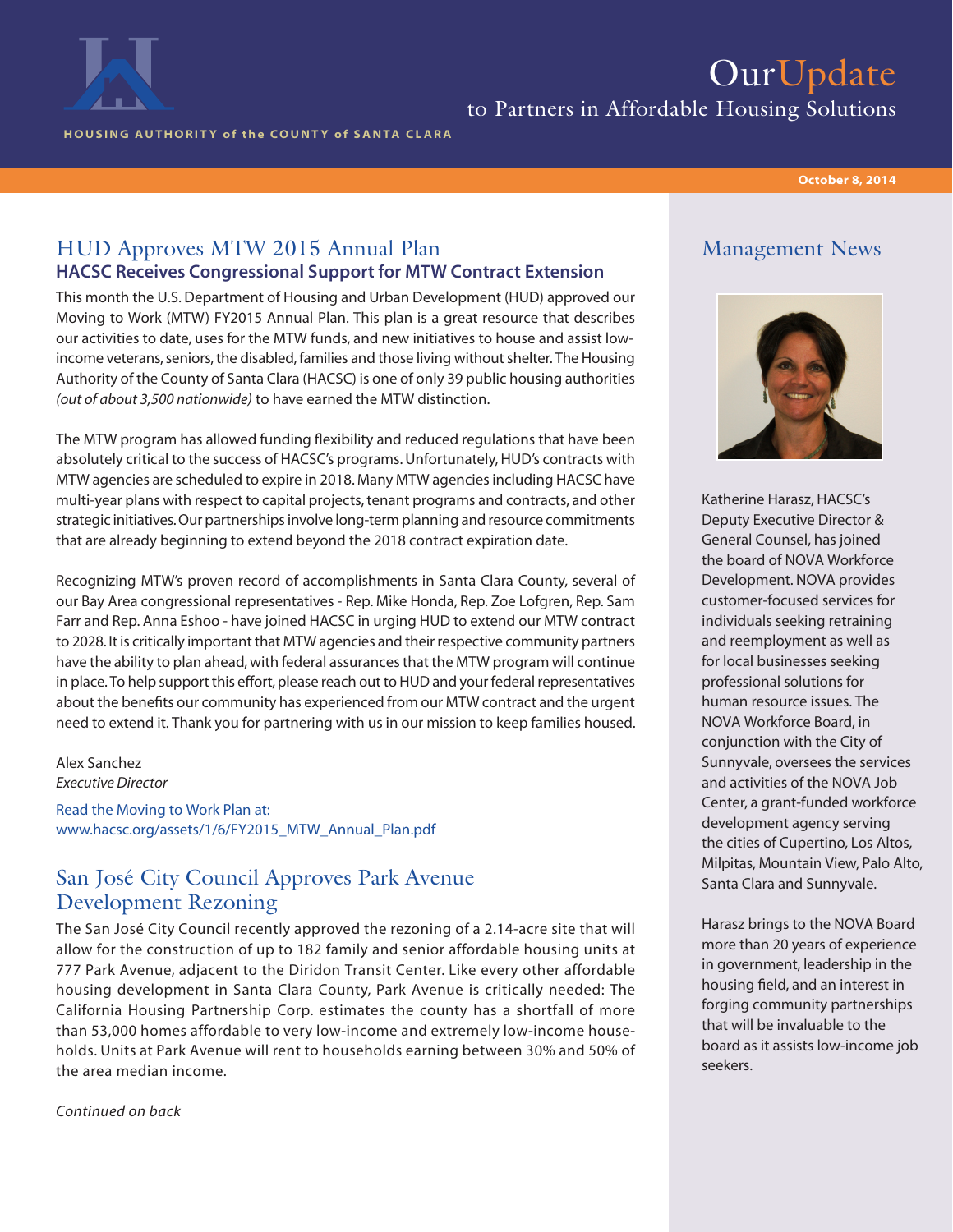# OurUpdate

to Partners in Affordable Housing Solutions

HOUSING AUTHORITY of the COUNTY of SANTA CLARA

October 8, 2014

## HUD Approves MTW 2015 Annual Plan

### HACSC Receives Congressional Support for MTW Contract Extension

This month the U.S. Department of Housing and Urban Development (HUD) approved our Moving to Work (MTW) FY2015 Annual Plan. This plan is a great resource that describes our activities to date, uses for the MTW funds, and new initiatives to house and assist low-income veterans, seniors, the disabled, families and those living without shelter. The Housing Authority of the County of Santa Clara (HACSC) is one of only 39 public housing authorities *(out of about 3,500 nationwide)* to have earned the MTW distinction.

The MTW program has allowed funding flexibility and reduced regulations that have been absolutely critical to the success of HACSC's programs. Unfortunately, HUD's contracts with MTW agencies are scheduled to expire in 2018. Many MTW agencies including HACSC have multi-year plans with respect to capital projects, tenant programs and contracts, and other strategic initiatives. Our partnerships involve long-term planning and resource commitments that are already beginning to extend beyond the 2018 contract expiration date.

Recognizing MTW's proven record of accomplishments in Santa Clara County, several of our Bay Area congressional representatives - Rep. Mike Honda, Rep. Zoe Lofgren, Rep. Sam Farr and Rep. Anna Eshoo - have joined HACSC in urging HUD to extend our MTW contract to 2028. It is critically important that MTW agencies and their respective community partners have the ability to plan ahead, with federal assurances that the MTW program will continue in place. To help support this effort, please reach out to HUD and your federal representatives about the benefits our community has experienced from our MTW contract and the urgent need to extend it. Thank you for partnering with us in our mission to keep families housed.

Alex Sanchez
*Executive Director*

Read the Moving to Work Plan at:
www.hacsc.org/assets/1/6/FY2015_MTW_Annual_Plan.pdf

## San José City Council Approves Park Avenue Development Rezoning

The San José City Council recently approved the rezoning of a 2.14-acre site that will allow for the construction of up to 182 family and senior affordable housing units at 777 Park Avenue, adjacent to the Diridon Transit Center. Like every other affordable housing development in Santa Clara County, Park Avenue is critically needed: The California Housing Partnership Corp. estimates the county has a shortfall of more than 53,000 homes affordable to very low-income and extremely low-income households. Units at Park Avenue will rent to households earning between 30% and 50% of the area median income.

*Continued on back*

## Management News

Katherine Harasz, HACSC's Deputy Executive Director & General Counsel, has joined the board of NOVA Workforce Development. NOVA provides customer-focused services for individuals seeking retraining and reemployment as well as for local businesses seeking professional solutions for human resource issues. The NOVA Workforce Board, in conjunction with the City of Sunnyvale, oversees the services and activities of the NOVA Job Center, a grant-funded workforce development agency serving the cities of Cupertino, Los Altos, Milpitas, Mountain View, Palo Alto, Santa Clara and Sunnyvale.

Harasz brings to the NOVA Board more than 20 years of experience in government, leadership in the housing field, and an interest in forging community partnerships that will be invaluable to the board as it assists low-income job seekers.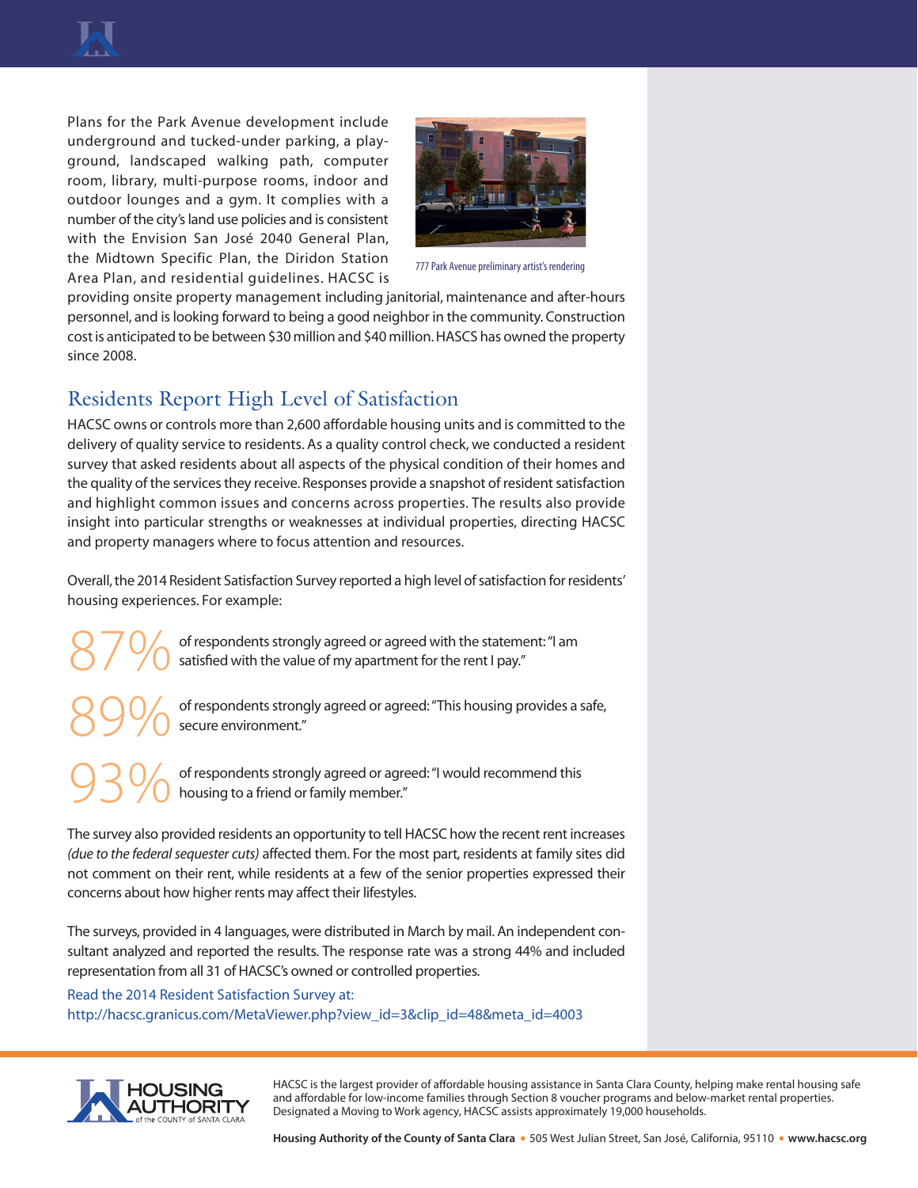Plans for the Park Avenue development include underground and tucked-under parking, a playground, landscaped walking path, computer room, library, multi-purpose rooms, indoor and outdoor lounges and a gym. It complies with a number of the city's land use policies and is consistent with the Envision San José 2040 General Plan, the Midtown Specific Plan, the Diridon Station Area Plan, and residential guidelines. HACSC is providing onsite property management including janitorial, maintenance and after-hours personnel, and is looking forward to being a good neighbor in the community. Construction cost is anticipated to be between $30 million and $40 million. HASCS has owned the property since 2008.

777 Park Avenue preliminary artist's rendering

## Residents Report High Level of Satisfaction

HACSC owns or controls more than 2,600 affordable housing units and is committed to the delivery of quality service to residents. As a quality control check, we conducted a resident survey that asked residents about all aspects of the physical condition of their homes and the quality of the services they receive. Responses provide a snapshot of resident satisfaction and highlight common issues and concerns across properties. The results also provide insight into particular strengths or weaknesses at individual properties, directing HACSC and property managers where to focus attention and resources.

Overall, the 2014 Resident Satisfaction Survey reported a high level of satisfaction for residents' housing experiences. For example:

87% of respondents strongly agreed or agreed with the statement: "I am satisfied with the value of my apartment for the rent I pay."

89% of respondents strongly agreed or agreed: "This housing provides a safe, secure environment."

93% of respondents strongly agreed or agreed: "I would recommend this housing to a friend or family member."

The survey also provided residents an opportunity to tell HACSC how the recent rent increases *(due to the federal sequester cuts)* affected them. For the most part, residents at family sites did not comment on their rent, while residents at a few of the senior properties expressed their concerns about how higher rents may affect their lifestyles.

The surveys, provided in 4 languages, were distributed in March by mail. An independent consultant analyzed and reported the results. The response rate was a strong 44% and included representation from all 31 of HACSC's owned or controlled properties.

Read the 2014 Resident Satisfaction Survey at:
http://hacsc.granicus.com/MetaViewer.php?view_id=3&clip_id=48&meta_id=4003

HOUSING AUTHORITY of the COUNTY of SANTA CLARA

HACSC is the largest provider of affordable housing assistance in Santa Clara County, helping make rental housing safe and affordable for low-income families through Section 8 voucher programs and below-market rental properties. Designated a Moving to Work agency, HACSC assists approximately 19,000 households.

**Housing Authority of the County of Santa Clara** • 505 West Julian Street, San José, California, 95110 • **www.hacsc.org**